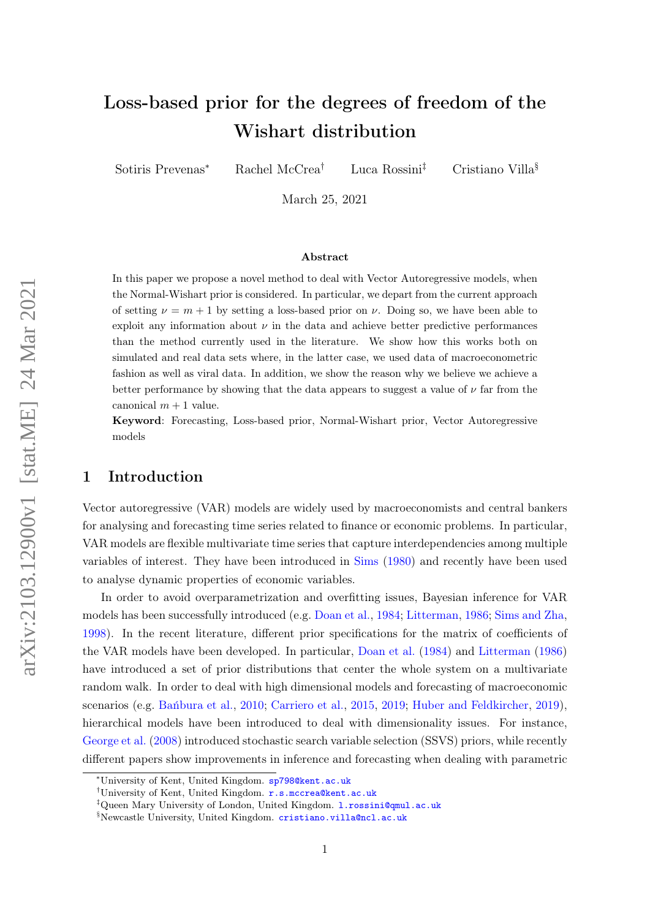# Loss-based prior for the degrees of freedom of the Wishart distribution

Sotiris Prevenas[*] Rachel McCrea[†] Luca Rossini[‡] Cristiano Villa[§]

March 25, 2021

## Abstract

In this paper we propose a novel method to deal with Vector Autoregressive models, when the Normal-Wishart prior is considered. In particular, we depart from the current approach of setting $\nu = m + 1$ by setting a loss-based prior on $\nu$. Doing so, we have been able to exploit any information about $\nu$ in the data and achieve better predictive performances than the method currently used in the literature. We show how this works both on simulated and real data sets where, in the latter case, we used data of macroeconometric fashion as well as viral data. In addition, we show the reason why we believe we achieve a better performance by showing that the data appears to suggest a value of $\nu$ far from the canonical $m + 1$ value.

**Keyword**: Forecasting, Loss-based prior, Normal-Wishart prior, Vector Autoregressive models

## 1 Introduction

Vector autoregressive (VAR) models are widely used by macroeconomists and central bankers for analysing and forecasting time series related to finance or economic problems. In particular, VAR models are flexible multivariate time series that capture interdependencies among multiple variables of interest. They have been introduced in Sims (1980) and recently have been used to analyse dynamic properties of economic variables.

In order to avoid overparametrization and overfitting issues, Bayesian inference for VAR models has been successfully introduced (e.g. Doan et al., 1984; Litterman, 1986; Sims and Zha, 1998). In the recent literature, different prior specifications for the matrix of coefficients of the VAR models have been developed. In particular, Doan et al. (1984) and Litterman (1986) have introduced a set of prior distributions that center the whole system on a multivariate random walk. In order to deal with high dimensional models and forecasting of macroeconomic scenarios (e.g. Bańbura et al., 2010; Carriero et al., 2015, 2019; Huber and Feldkircher, 2019), hierarchical models have been introduced to deal with dimensionality issues. For instance, George et al. (2008) introduced stochastic search variable selection (SSVS) priors, while recently different papers show improvements in inference and forecasting when dealing with parametric

[*]University of Kent, United Kingdom. sp798@kent.ac.uk

[†]University of Kent, United Kingdom. r.s.mccrea@kent.ac.uk

[‡]Queen Mary University of London, United Kingdom. l.rossini@qmul.ac.uk

[§]Newcastle University, United Kingdom. cristiano.villa@ncl.ac.uk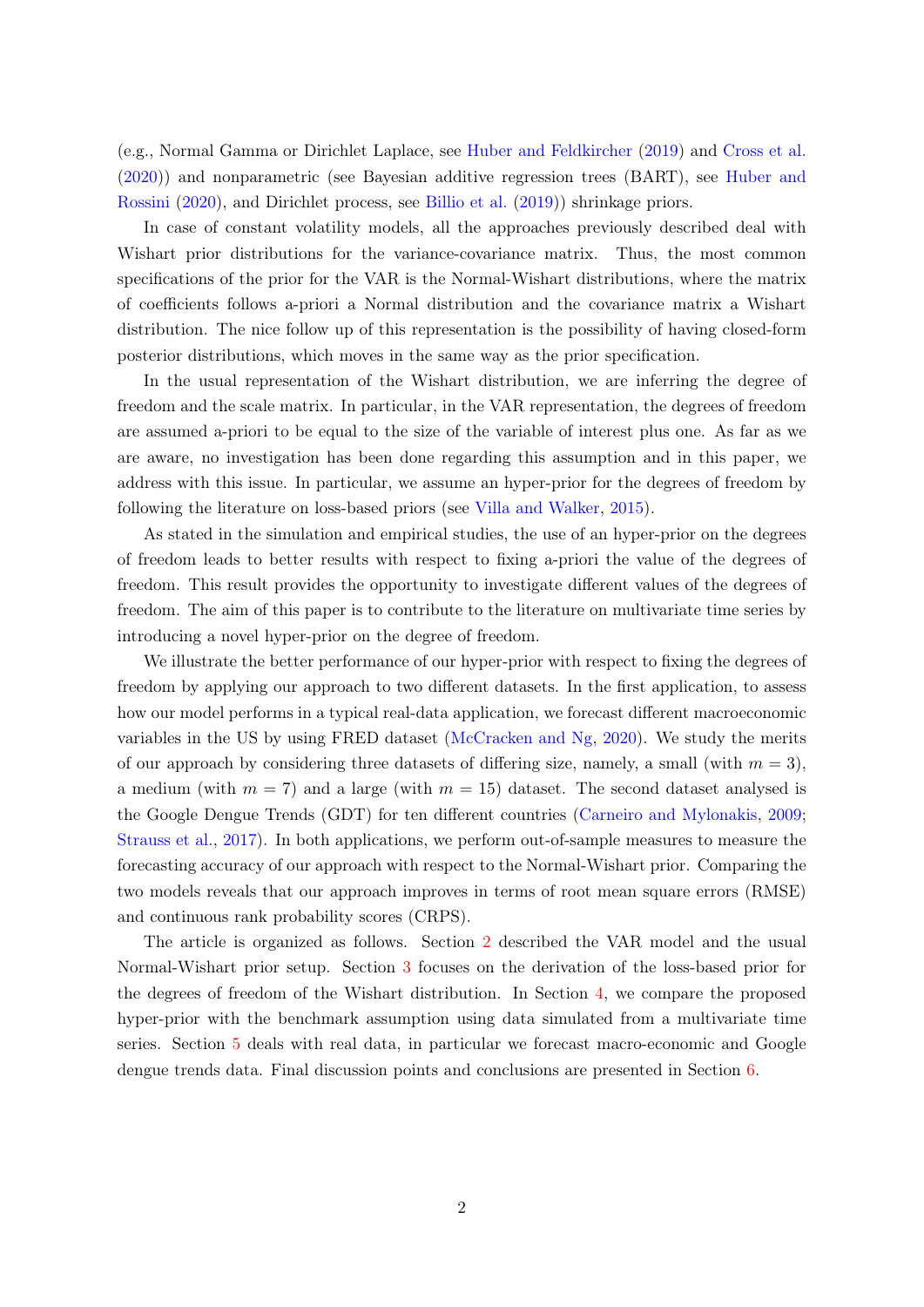(e.g., Normal Gamma or Dirichlet Laplace, see Huber and Feldkircher (2019) and Cross et al. (2020)) and nonparametric (see Bayesian additive regression trees (BART), see Huber and Rossini (2020), and Dirichlet process, see Billio et al. (2019)) shrinkage priors.

In case of constant volatility models, all the approaches previously described deal with Wishart prior distributions for the variance-covariance matrix. Thus, the most common specifications of the prior for the VAR is the Normal-Wishart distributions, where the matrix of coefficients follows a-priori a Normal distribution and the covariance matrix a Wishart distribution. The nice follow up of this representation is the possibility of having closed-form posterior distributions, which moves in the same way as the prior specification.

In the usual representation of the Wishart distribution, we are inferring the degree of freedom and the scale matrix. In particular, in the VAR representation, the degrees of freedom are assumed a-priori to be equal to the size of the variable of interest plus one. As far as we are aware, no investigation has been done regarding this assumption and in this paper, we address with this issue. In particular, we assume an hyper-prior for the degrees of freedom by following the literature on loss-based priors (see Villa and Walker, 2015).

As stated in the simulation and empirical studies, the use of an hyper-prior on the degrees of freedom leads to better results with respect to fixing a-priori the value of the degrees of freedom. This result provides the opportunity to investigate different values of the degrees of freedom. The aim of this paper is to contribute to the literature on multivariate time series by introducing a novel hyper-prior on the degree of freedom.

We illustrate the better performance of our hyper-prior with respect to fixing the degrees of freedom by applying our approach to two different datasets. In the first application, to assess how our model performs in a typical real-data application, we forecast different macroeconomic variables in the US by using FRED dataset (McCracken and Ng, 2020). We study the merits of our approach by considering three datasets of differing size, namely, a small (with $m = 3$), a medium (with $m = 7$) and a large (with $m = 15$) dataset. The second dataset analysed is the Google Dengue Trends (GDT) for ten different countries (Carneiro and Mylonakis, 2009; Strauss et al., 2017). In both applications, we perform out-of-sample measures to measure the forecasting accuracy of our approach with respect to the Normal-Wishart prior. Comparing the two models reveals that our approach improves in terms of root mean square errors (RMSE) and continuous rank probability scores (CRPS).

The article is organized as follows. Section 2 described the VAR model and the usual Normal-Wishart prior setup. Section 3 focuses on the derivation of the loss-based prior for the degrees of freedom of the Wishart distribution. In Section 4, we compare the proposed hyper-prior with the benchmark assumption using data simulated from a multivariate time series. Section 5 deals with real data, in particular we forecast macro-economic and Google dengue trends data. Final discussion points and conclusions are presented in Section 6.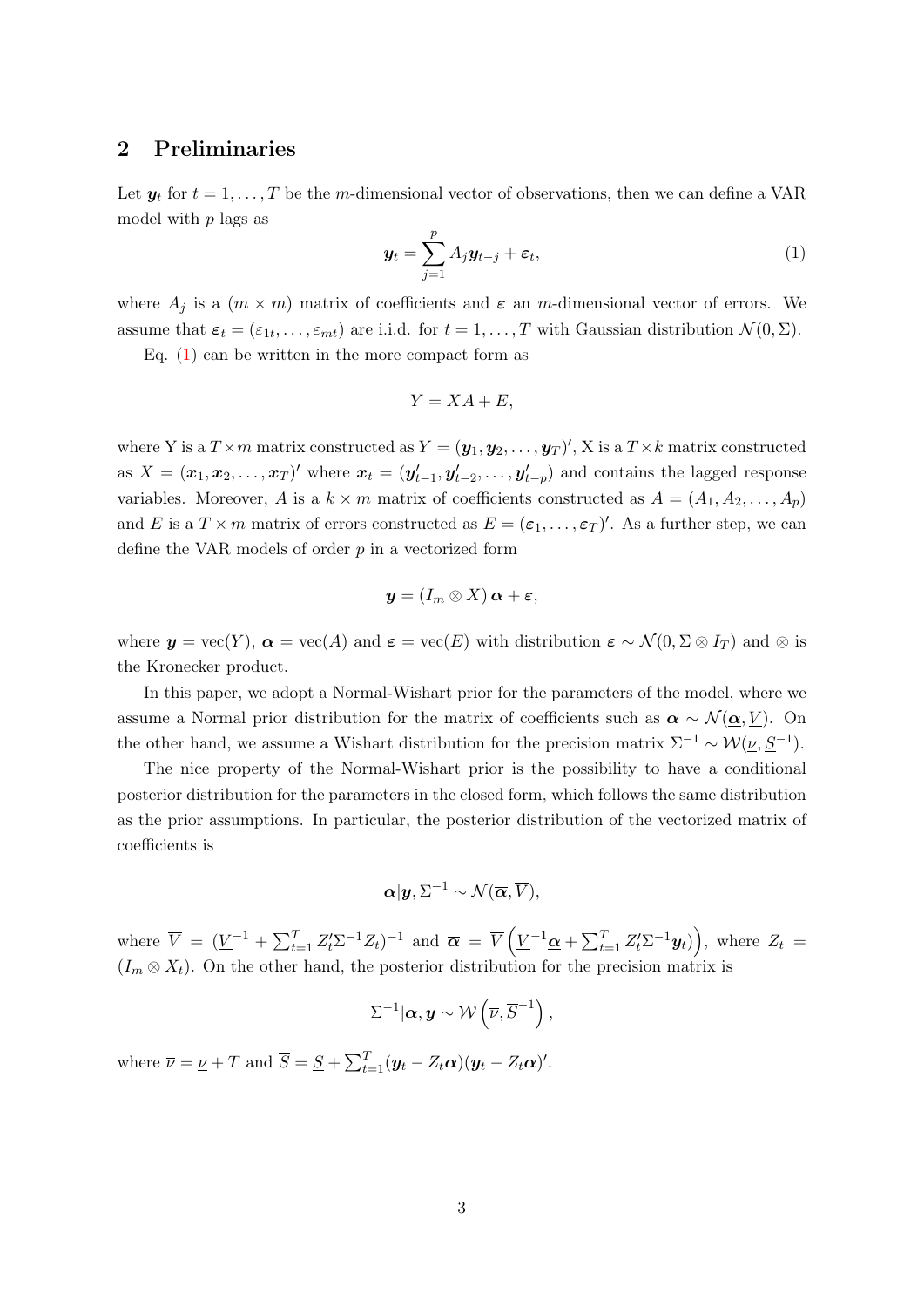## 2 Preliminaries

Let $\boldsymbol{y}_t$ for $t = 1, \ldots, T$ be the $m$-dimensional vector of observations, then we can define a VAR model with $p$ lags as

$$\boldsymbol{y}_t = \sum_{j=1}^{p} A_j \boldsymbol{y}_{t-j} + \boldsymbol{\varepsilon}_t, \tag{1}$$

where $A_j$ is a $(m \times m)$ matrix of coefficients and $\boldsymbol{\varepsilon}$ an $m$-dimensional vector of errors. We assume that $\boldsymbol{\varepsilon}_t = (\varepsilon_{1t}, \ldots, \varepsilon_{mt})$ are i.i.d. for $t = 1, \ldots, T$ with Gaussian distribution $\mathcal{N}(0, \Sigma)$.

Eq. (1) can be written in the more compact form as

$$Y = XA + E,$$

where Y is a $T \times m$ matrix constructed as $Y = (\boldsymbol{y}_1, \boldsymbol{y}_2, \ldots, \boldsymbol{y}_T)'$, X is a $T \times k$ matrix constructed as $X = (\boldsymbol{x}_1, \boldsymbol{x}_2, \ldots, \boldsymbol{x}_T)'$ where $\boldsymbol{x}_t = (\boldsymbol{y}'_{t-1}, \boldsymbol{y}'_{t-2}, \ldots, \boldsymbol{y}'_{t-p})$ and contains the lagged response variables. Moreover, $A$ is a $k \times m$ matrix of coefficients constructed as $A = (A_1, A_2, \ldots, A_p)$ and $E$ is a $T \times m$ matrix of errors constructed as $E = (\boldsymbol{\varepsilon}_1, \ldots, \boldsymbol{\varepsilon}_T)'$. As a further step, we can define the VAR models of order $p$ in a vectorized form

$$\boldsymbol{y} = (I_m \otimes X)\, \boldsymbol{\alpha} + \boldsymbol{\varepsilon},$$

where $\boldsymbol{y} = \text{vec}(Y)$, $\boldsymbol{\alpha} = \text{vec}(A)$ and $\boldsymbol{\varepsilon} = \text{vec}(E)$ with distribution $\boldsymbol{\varepsilon} \sim \mathcal{N}(0, \Sigma \otimes I_T)$ and $\otimes$ is the Kronecker product.

In this paper, we adopt a Normal-Wishart prior for the parameters of the model, where we assume a Normal prior distribution for the matrix of coefficients such as $\boldsymbol{\alpha} \sim \mathcal{N}(\underline{\boldsymbol{\alpha}}, \underline{V})$. On the other hand, we assume a Wishart distribution for the precision matrix $\Sigma^{-1} \sim \mathcal{W}(\underline{\nu}, \underline{S}^{-1})$.

The nice property of the Normal-Wishart prior is the possibility to have a conditional posterior distribution for the parameters in the closed form, which follows the same distribution as the prior assumptions. In particular, the posterior distribution of the vectorized matrix of coefficients is

$$\boldsymbol{\alpha} | \boldsymbol{y}, \Sigma^{-1} \sim \mathcal{N}(\overline{\boldsymbol{\alpha}}, \overline{V}),$$

where $\overline{V} = (\underline{V}^{-1} + \sum_{t=1}^{T} Z_t' \Sigma^{-1} Z_t)^{-1}$ and $\overline{\boldsymbol{\alpha}} = \overline{V} \left( \underline{V}^{-1} \underline{\boldsymbol{\alpha}} + \sum_{t=1}^{T} Z_t' \Sigma^{-1} \boldsymbol{y}_t \right)$, where $Z_t = (I_m \otimes X_t)$. On the other hand, the posterior distribution for the precision matrix is

$$\Sigma^{-1} | \boldsymbol{\alpha}, \boldsymbol{y} \sim \mathcal{W}\left( \overline{\nu}, \overline{S}^{-1} \right),$$

where $\overline{\nu} = \underline{\nu} + T$ and $\overline{S} = \underline{S} + \sum_{t=1}^{T} (\boldsymbol{y}_t - Z_t \boldsymbol{\alpha})(\boldsymbol{y}_t - Z_t \boldsymbol{\alpha})'$.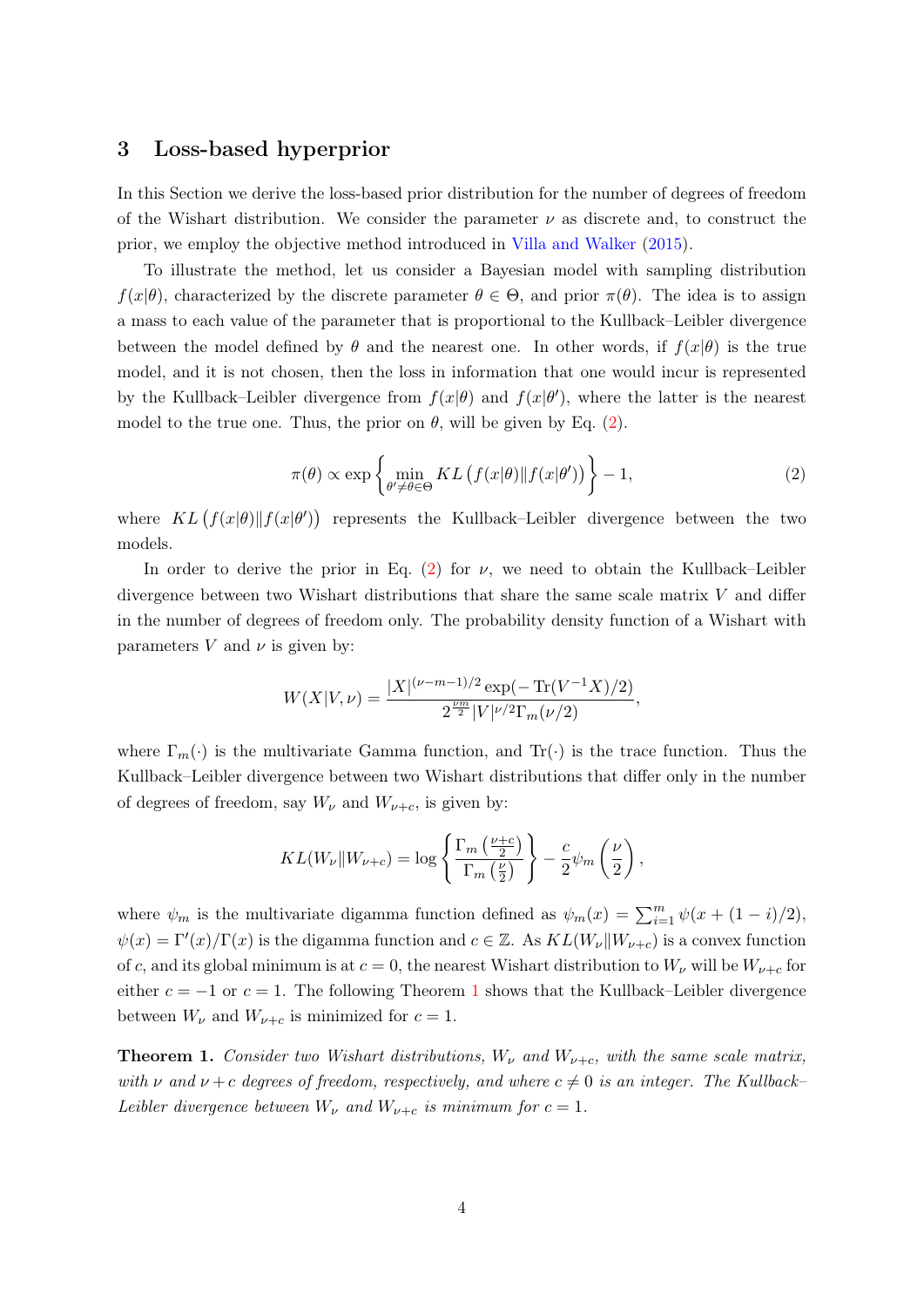## 3 Loss-based hyperprior

In this Section we derive the loss-based prior distribution for the number of degrees of freedom of the Wishart distribution. We consider the parameter $\nu$ as discrete and, to construct the prior, we employ the objective method introduced in Villa and Walker (2015).

To illustrate the method, let us consider a Bayesian model with sampling distribution $f(x|\theta)$, characterized by the discrete parameter $\theta \in \Theta$, and prior $\pi(\theta)$. The idea is to assign a mass to each value of the parameter that is proportional to the Kullback–Leibler divergence between the model defined by $\theta$ and the nearest one. In other words, if $f(x|\theta)$ is the true model, and it is not chosen, then the loss in information that one would incur is represented by the Kullback–Leibler divergence from $f(x|\theta)$ and $f(x|\theta')$, where the latter is the nearest model to the true one. Thus, the prior on $\theta$, will be given by Eq. (2).

$$
\pi(\theta) \propto \exp\left\{ \min_{\theta' \neq \theta \in \Theta} KL\left(f(x|\theta) \| f(x|\theta')\right) \right\} - 1, \tag{2}
$$

where $KL\left(f(x|\theta) \| f(x|\theta')\right)$ represents the Kullback–Leibler divergence between the two models.

In order to derive the prior in Eq. (2) for $\nu$, we need to obtain the Kullback–Leibler divergence between two Wishart distributions that share the same scale matrix $V$ and differ in the number of degrees of freedom only. The probability density function of a Wishart with parameters $V$ and $\nu$ is given by:

$$
W(X|V,\nu) = \frac{|X|^{(\nu-m-1)/2} \exp(-\operatorname{Tr}(V^{-1}X)/2)}{2^{\frac{\nu m}{2}} |V|^{\nu/2} \Gamma_m(\nu/2)},
$$

where $\Gamma_m(\cdot)$ is the multivariate Gamma function, and $\operatorname{Tr}(\cdot)$ is the trace function. Thus the Kullback–Leibler divergence between two Wishart distributions that differ only in the number of degrees of freedom, say $W_\nu$ and $W_{\nu+c}$, is given by:

$$
KL(W_\nu \| W_{\nu+c}) = \log\left\{ \frac{\Gamma_m\left(\frac{\nu+c}{2}\right)}{\Gamma_m\left(\frac{\nu}{2}\right)} \right\} - \frac{c}{2}\psi_m\left(\frac{\nu}{2}\right),
$$

where $\psi_m$ is the multivariate digamma function defined as $\psi_m(x) = \sum_{i=1}^m \psi(x + (1-i)/2)$, $\psi(x) = \Gamma'(x)/\Gamma(x)$ is the digamma function and $c \in \mathbb{Z}$. As $KL(W_\nu \| W_{\nu+c})$ is a convex function of $c$, and its global minimum is at $c = 0$, the nearest Wishart distribution to $W_\nu$ will be $W_{\nu+c}$ for either $c = -1$ or $c = 1$. The following Theorem 1 shows that the Kullback–Leibler divergence between $W_\nu$ and $W_{\nu+c}$ is minimized for $c = 1$.

**Theorem 1.** *Consider two Wishart distributions, $W_\nu$ and $W_{\nu+c}$, with the same scale matrix, with $\nu$ and $\nu + c$ degrees of freedom, respectively, and where $c \neq 0$ is an integer. The Kullback–Leibler divergence between $W_\nu$ and $W_{\nu+c}$ is minimum for $c = 1$.*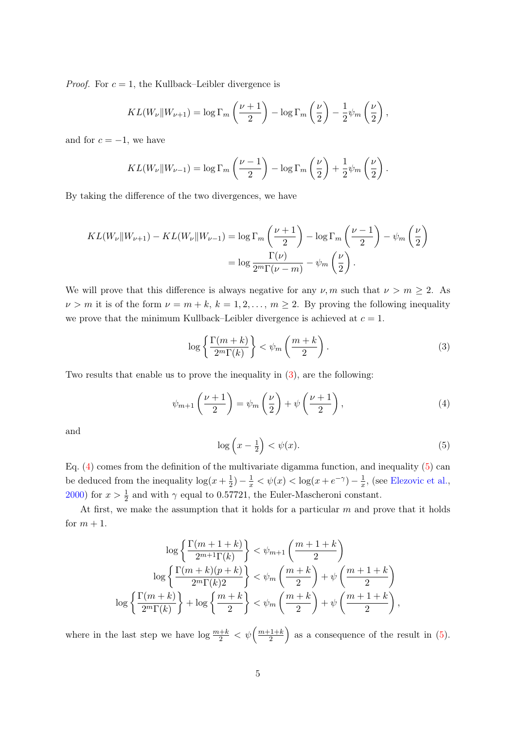*Proof.* For $c = 1$, the Kullback–Leibler divergence is

$$KL(W_\nu \| W_{\nu+1}) = \log \Gamma_m\left(\frac{\nu+1}{2}\right) - \log \Gamma_m\left(\frac{\nu}{2}\right) - \frac{1}{2}\psi_m\left(\frac{\nu}{2}\right),$$

and for $c = -1$, we have

$$KL(W_\nu \| W_{\nu-1}) = \log \Gamma_m\left(\frac{\nu-1}{2}\right) - \log \Gamma_m\left(\frac{\nu}{2}\right) + \frac{1}{2}\psi_m\left(\frac{\nu}{2}\right).$$

By taking the difference of the two divergences, we have

$$\begin{aligned}KL(W_\nu \| W_{\nu+1}) - KL(W_\nu \| W_{\nu-1}) &= \log \Gamma_m\left(\frac{\nu+1}{2}\right) - \log \Gamma_m\left(\frac{\nu-1}{2}\right) - \psi_m\left(\frac{\nu}{2}\right) \\ &= \log \frac{\Gamma(\nu)}{2^m \Gamma(\nu - m)} - \psi_m\left(\frac{\nu}{2}\right).\end{aligned}$$

We will prove that this difference is always negative for any $\nu, m$ such that $\nu > m \geq 2$. As $\nu > m$ it is of the form $\nu = m + k$, $k = 1, 2, \ldots$, $m \geq 2$. By proving the following inequality we prove that the minimum Kullback–Leibler divergence is achieved at $c = 1$.

$$\log\left\{\frac{\Gamma(m+k)}{2^m \Gamma(k)}\right\} < \psi_m\left(\frac{m+k}{2}\right). \tag{3}$$

Two results that enable us to prove the inequality in (3), are the following:

$$\psi_{m+1}\left(\frac{\nu+1}{2}\right) = \psi_m\left(\frac{\nu}{2}\right) + \psi\left(\frac{\nu+1}{2}\right), \tag{4}$$

and

$$\log\left(x - \tfrac{1}{2}\right) < \psi(x). \tag{5}$$

Eq. (4) comes from the definition of the multivariate digamma function, and inequality (5) can be deduced from the inequality $\log(x + \frac{1}{2}) - \frac{1}{x} < \psi(x) < \log(x + e^{-\gamma}) - \frac{1}{x}$, (see Elezovic et al., 2000) for $x > \frac{1}{2}$ and with $\gamma$ equal to 0.57721, the Euler-Mascheroni constant.

At first, we make the assumption that it holds for a particular $m$ and prove that it holds for $m + 1$.

$$\begin{aligned}\log\left\{\frac{\Gamma(m+1+k)}{2^{m+1}\Gamma(k)}\right\} &< \psi_{m+1}\left(\frac{m+1+k}{2}\right) \\ \log\left\{\frac{\Gamma(m+k)(p+k)}{2^m \Gamma(k) 2}\right\} &< \psi_m\left(\frac{m+k}{2}\right) + \psi\left(\frac{m+1+k}{2}\right) \\ \log\left\{\frac{\Gamma(m+k)}{2^m \Gamma(k)}\right\} + \log\left\{\frac{m+k}{2}\right\} &< \psi_m\left(\frac{m+k}{2}\right) + \psi\left(\frac{m+1+k}{2}\right),\end{aligned}$$

where in the last step we have $\log \frac{m+k}{2} < \psi\left(\frac{m+1+k}{2}\right)$ as a consequence of the result in (5).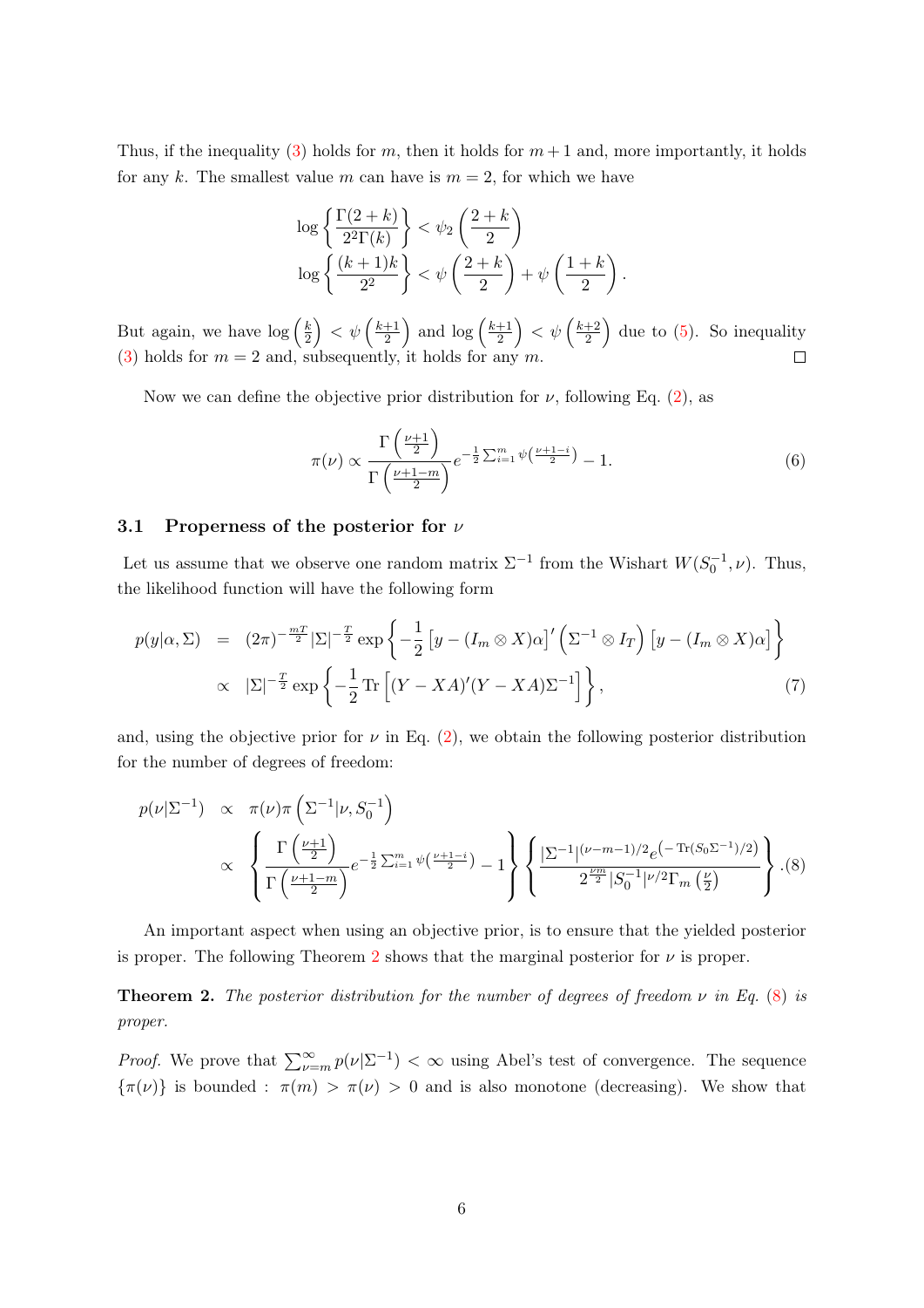Thus, if the inequality (3) holds for $m$, then it holds for $m+1$ and, more importantly, it holds for any $k$. The smallest value $m$ can have is $m = 2$, for which we have

$$
\begin{aligned}
\log\left\{\frac{\Gamma(2+k)}{2^2\Gamma(k)}\right\} &< \psi_2\left(\frac{2+k}{2}\right) \\
\log\left\{\frac{(k+1)k}{2^2}\right\} &< \psi\left(\frac{2+k}{2}\right) + \psi\left(\frac{1+k}{2}\right).
\end{aligned}
$$

But again, we have $\log\left(\frac{k}{2}\right) < \psi\left(\frac{k+1}{2}\right)$ and $\log\left(\frac{k+1}{2}\right) < \psi\left(\frac{k+2}{2}\right)$ due to (5). So inequality (3) holds for $m = 2$ and, subsequently, it holds for any $m$. □

Now we can define the objective prior distribution for $\nu$, following Eq. (2), as

$$
\pi(\nu) \propto \frac{\Gamma\left(\frac{\nu+1}{2}\right)}{\Gamma\left(\frac{\nu+1-m}{2}\right)} e^{-\frac{1}{2}\sum_{i=1}^{m}\psi\left(\frac{\nu+1-i}{2}\right)} - 1. \tag{6}
$$

### 3.1 Properness of the posterior for $\nu$

Let us assume that we observe one random matrix $\Sigma^{-1}$ from the Wishart $W(S_0^{-1}, \nu)$. Thus, the likelihood function will have the following form

$$
\begin{aligned}
p(y|\alpha,\Sigma) &= (2\pi)^{-\frac{mT}{2}}|\Sigma|^{-\frac{T}{2}} \exp\left\{-\frac{1}{2}\left[y-(I_m\otimes X)\alpha\right]'\left(\Sigma^{-1}\otimes I_T\right)\left[y-(I_m\otimes X)\alpha\right]\right\} \\
&\propto |\Sigma|^{-\frac{T}{2}}\exp\left\{-\frac{1}{2}\operatorname{Tr}\left[(Y-XA)'(Y-XA)\Sigma^{-1}\right]\right\},
\end{aligned} \tag{7}
$$

and, using the objective prior for $\nu$ in Eq. (2), we obtain the following posterior distribution for the number of degrees of freedom:

$$
\begin{aligned}
p(\nu|\Sigma^{-1}) &\propto \pi(\nu)\pi\left(\Sigma^{-1}|\nu, S_0^{-1}\right) \\
&\propto \left\{\frac{\Gamma\left(\frac{\nu+1}{2}\right)}{\Gamma\left(\frac{\nu+1-m}{2}\right)} e^{-\frac{1}{2}\sum_{i=1}^{m}\psi\left(\frac{\nu+1-i}{2}\right)} - 1\right\}\left\{\frac{|\Sigma^{-1}|^{(\nu-m-1)/2} e^{\left(-\operatorname{Tr}(S_0\Sigma^{-1})/2\right)}}{2^{\frac{\nu m}{2}}|S_0^{-1}|^{\nu/2}\Gamma_m\left(\frac{\nu}{2}\right)}\right\}.
\end{aligned} \tag{8}
$$

An important aspect when using an objective prior, is to ensure that the yielded posterior is proper. The following Theorem 2 shows that the marginal posterior for $\nu$ is proper.

**Theorem 2.** *The posterior distribution for the number of degrees of freedom $\nu$ in Eq. (8) is proper.*

*Proof.* We prove that $\sum_{\nu=m}^{\infty} p(\nu|\Sigma^{-1}) < \infty$ using Abel's test of convergence. The sequence $\{\pi(\nu)\}$ is bounded : $\pi(m) > \pi(\nu) > 0$ and is also monotone (decreasing). We show that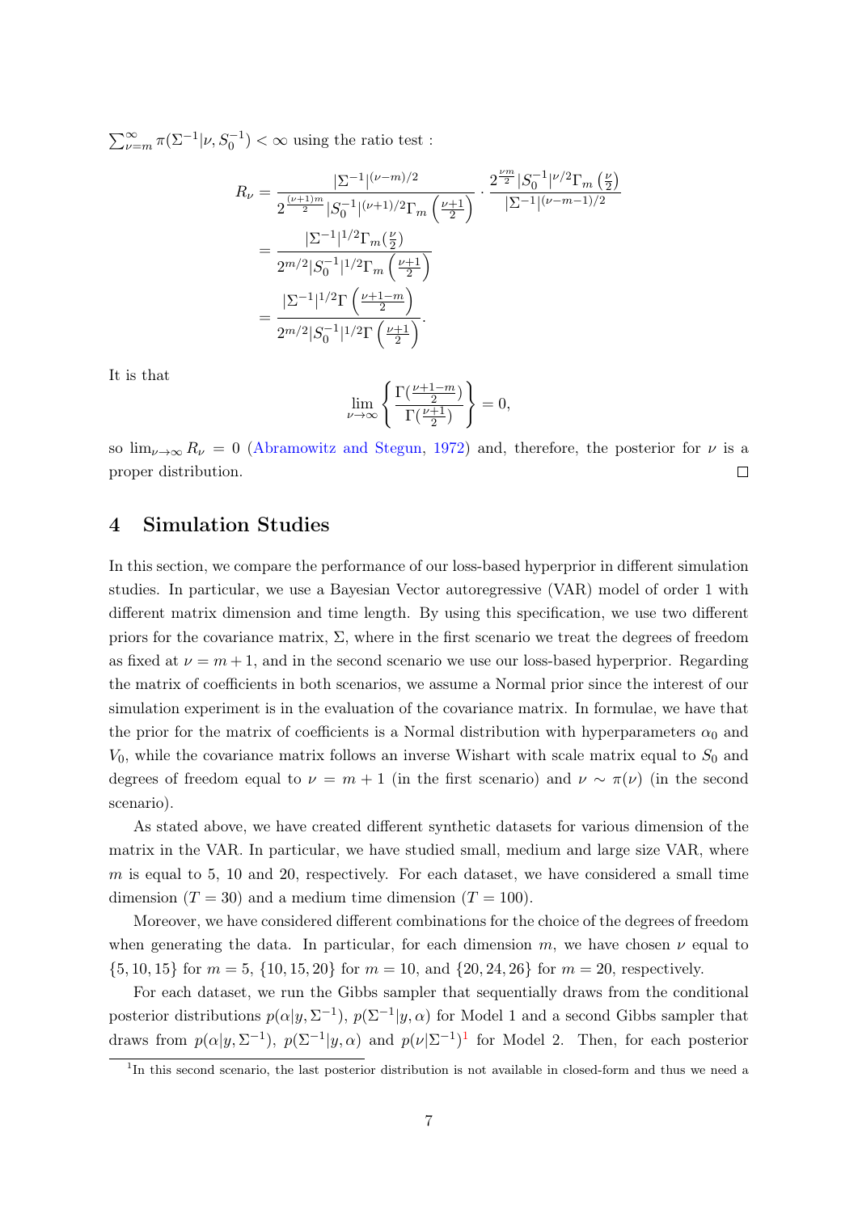$\sum_{\nu=m}^{\infty} \pi(\Sigma^{-1}|\nu, S_0^{-1}) < \infty$ using the ratio test :

$$
\begin{aligned}
R_\nu &= \frac{|\Sigma^{-1}|^{(\nu-m)/2}}{2^{\frac{(\nu+1)m}{2}}|S_0^{-1}|^{(\nu+1)/2}\Gamma_m\left(\frac{\nu+1}{2}\right)} \cdot \frac{2^{\frac{\nu m}{2}}|S_0^{-1}|^{\nu/2}\Gamma_m\left(\frac{\nu}{2}\right)}{|\Sigma^{-1}|^{(\nu-m-1)/2}} \\
&= \frac{|\Sigma^{-1}|^{1/2}\Gamma_m(\frac{\nu}{2})}{2^{m/2}|S_0^{-1}|^{1/2}\Gamma_m\left(\frac{\nu+1}{2}\right)} \\
&= \frac{|\Sigma^{-1}|^{1/2}\Gamma\left(\frac{\nu+1-m}{2}\right)}{2^{m/2}|S_0^{-1}|^{1/2}\Gamma\left(\frac{\nu+1}{2}\right)}.
\end{aligned}
$$

It is that

$$
\lim_{\nu\to\infty}\left\{\frac{\Gamma(\frac{\nu+1-m}{2})}{\Gamma(\frac{\nu+1}{2})}\right\} = 0,
$$

so $\lim_{\nu\to\infty} R_\nu = 0$ (Abramowitz and Stegun, 1972) and, therefore, the posterior for $\nu$ is a proper distribution. □

## 4 Simulation Studies

In this section, we compare the performance of our loss-based hyperprior in different simulation studies. In particular, we use a Bayesian Vector autoregressive (VAR) model of order 1 with different matrix dimension and time length. By using this specification, we use two different priors for the covariance matrix, $\Sigma$, where in the first scenario we treat the degrees of freedom as fixed at $\nu = m+1$, and in the second scenario we use our loss-based hyperprior. Regarding the matrix of coefficients in both scenarios, we assume a Normal prior since the interest of our simulation experiment is in the evaluation of the covariance matrix. In formulae, we have that the prior for the matrix of coefficients is a Normal distribution with hyperparameters $\alpha_0$ and $V_0$, while the covariance matrix follows an inverse Wishart with scale matrix equal to $S_0$ and degrees of freedom equal to $\nu = m+1$ (in the first scenario) and $\nu \sim \pi(\nu)$ (in the second scenario).

As stated above, we have created different synthetic datasets for various dimension of the matrix in the VAR. In particular, we have studied small, medium and large size VAR, where $m$ is equal to 5, 10 and 20, respectively. For each dataset, we have considered a small time dimension ($T = 30$) and a medium time dimension ($T = 100$).

Moreover, we have considered different combinations for the choice of the degrees of freedom when generating the data. In particular, for each dimension $m$, we have chosen $\nu$ equal to $\{5, 10, 15\}$ for $m = 5$, $\{10, 15, 20\}$ for $m = 10$, and $\{20, 24, 26\}$ for $m = 20$, respectively.

For each dataset, we run the Gibbs sampler that sequentially draws from the conditional posterior distributions $p(\alpha|y, \Sigma^{-1})$, $p(\Sigma^{-1}|y, \alpha)$ for Model 1 and a second Gibbs sampler that draws from $p(\alpha|y, \Sigma^{-1})$, $p(\Sigma^{-1}|y, \alpha)$ and $p(\nu|\Sigma^{-1})$[1] for Model 2. Then, for each posterior

[1] In this second scenario, the last posterior distribution is not available in closed-form and thus we need a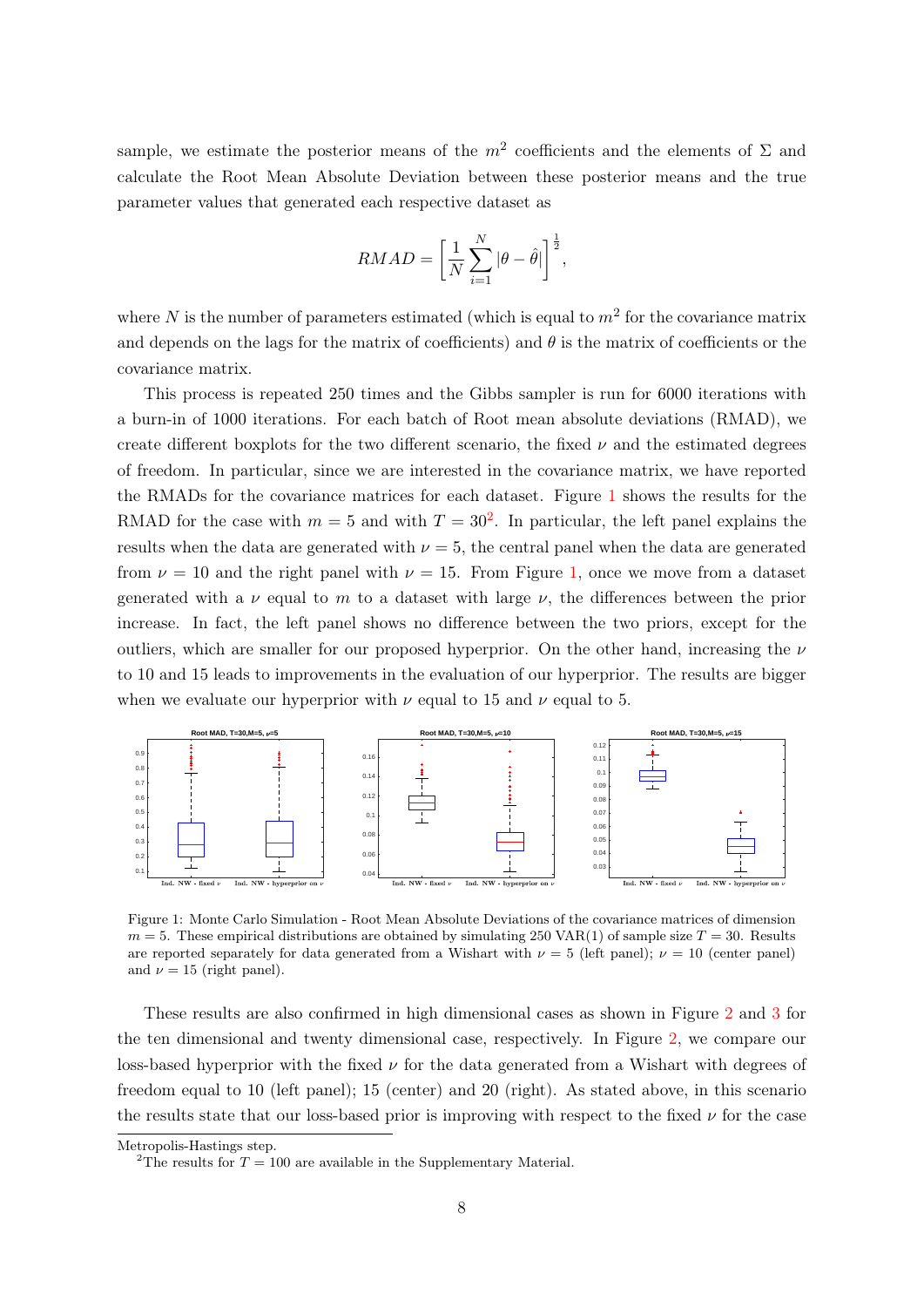sample, we estimate the posterior means of the $m^2$ coefficients and the elements of $\Sigma$ and calculate the Root Mean Absolute Deviation between these posterior means and the true parameter values that generated each respective dataset as

$$RMAD = \left[ \frac{1}{N} \sum_{i=1}^{N} |\theta - \hat{\theta}| \right]^{\frac{1}{2}},$$

where $N$ is the number of parameters estimated (which is equal to $m^2$ for the covariance matrix and depends on the lags for the matrix of coefficients) and $\theta$ is the matrix of coefficients or the covariance matrix.

This process is repeated 250 times and the Gibbs sampler is run for 6000 iterations with a burn-in of 1000 iterations. For each batch of Root mean absolute deviations (RMAD), we create different boxplots for the two different scenario, the fixed $\nu$ and the estimated degrees of freedom. In particular, since we are interested in the covariance matrix, we have reported the RMADs for the covariance matrices for each dataset. Figure 1 shows the results for the RMAD for the case with $m = 5$ and with $T = 30$[2]. In particular, the left panel explains the results when the data are generated with $\nu = 5$, the central panel when the data are generated from $\nu = 10$ and the right panel with $\nu = 15$. From Figure 1, once we move from a dataset generated with a $\nu$ equal to $m$ to a dataset with large $\nu$, the differences between the prior increase. In fact, the left panel shows no difference between the two priors, except for the outliers, which are smaller for our proposed hyperprior. On the other hand, increasing the $\nu$ to 10 and 15 leads to improvements in the evaluation of our hyperprior. The results are bigger when we evaluate our hyperprior with $\nu$ equal to 15 and $\nu$ equal to 5.

Figure 1: Monte Carlo Simulation - Root Mean Absolute Deviations of the covariance matrices of dimension $m = 5$. These empirical distributions are obtained by simulating 250 VAR(1) of sample size $T = 30$. Results are reported separately for data generated from a Wishart with $\nu = 5$ (left panel); $\nu = 10$ (center panel) and $\nu = 15$ (right panel).

These results are also confirmed in high dimensional cases as shown in Figure 2 and 3 for the ten dimensional and twenty dimensional case, respectively. In Figure 2, we compare our loss-based hyperprior with the fixed $\nu$ for the data generated from a Wishart with degrees of freedom equal to 10 (left panel); 15 (center) and 20 (right). As stated above, in this scenario the results state that our loss-based prior is improving with respect to the fixed $\nu$ for the case

Metropolis-Hastings step.

[2]The results for $T = 100$ are available in the Supplementary Material.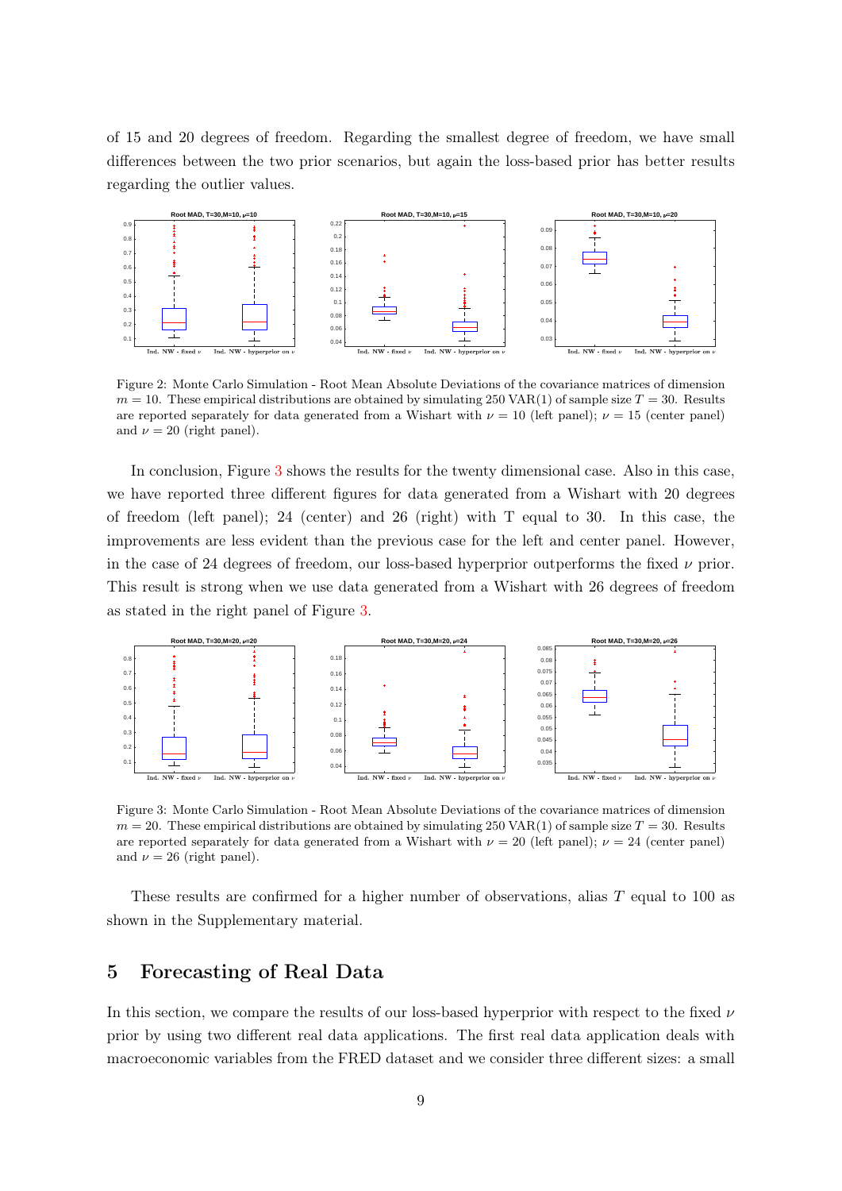of 15 and 20 degrees of freedom. Regarding the smallest degree of freedom, we have small differences between the two prior scenarios, but again the loss-based prior has better results regarding the outlier values.

Figure 2: Monte Carlo Simulation - Root Mean Absolute Deviations of the covariance matrices of dimension $m = 10$. These empirical distributions are obtained by simulating 250 VAR(1) of sample size $T = 30$. Results are reported separately for data generated from a Wishart with $\nu = 10$ (left panel); $\nu = 15$ (center panel) and $\nu = 20$ (right panel).

In conclusion, Figure 3 shows the results for the twenty dimensional case. Also in this case, we have reported three different figures for data generated from a Wishart with 20 degrees of freedom (left panel); 24 (center) and 26 (right) with T equal to 30. In this case, the improvements are less evident than the previous case for the left and center panel. However, in the case of 24 degrees of freedom, our loss-based hyperprior outperforms the fixed $\nu$ prior. This result is strong when we use data generated from a Wishart with 26 degrees of freedom as stated in the right panel of Figure 3.

Figure 3: Monte Carlo Simulation - Root Mean Absolute Deviations of the covariance matrices of dimension $m = 20$. These empirical distributions are obtained by simulating 250 VAR(1) of sample size $T = 30$. Results are reported separately for data generated from a Wishart with $\nu = 20$ (left panel); $\nu = 24$ (center panel) and $\nu = 26$ (right panel).

These results are confirmed for a higher number of observations, alias $T$ equal to 100 as shown in the Supplementary material.

## 5 Forecasting of Real Data

In this section, we compare the results of our loss-based hyperprior with respect to the fixed $\nu$ prior by using two different real data applications. The first real data application deals with macroeconomic variables from the FRED dataset and we consider three different sizes: a small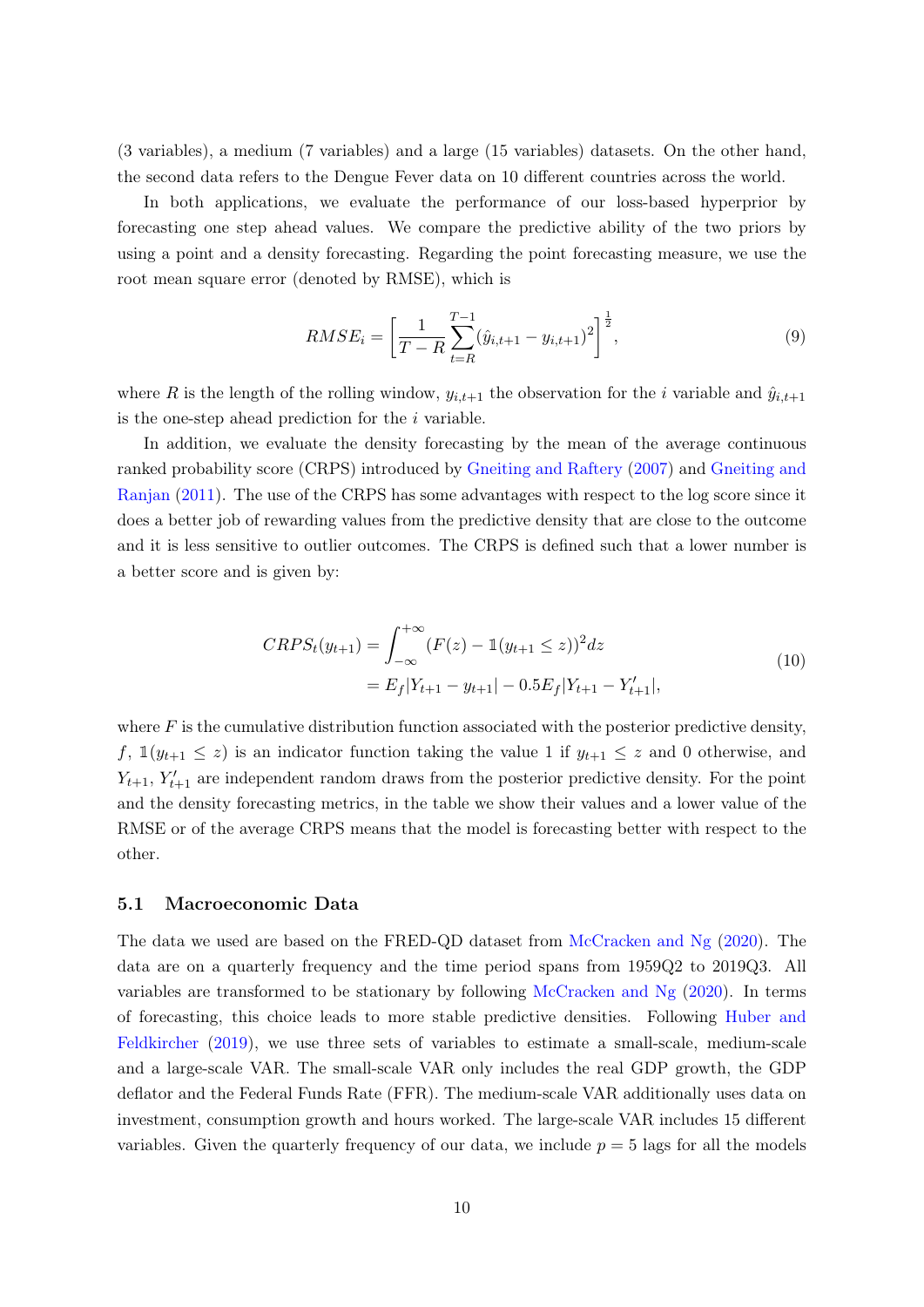(3 variables), a medium (7 variables) and a large (15 variables) datasets. On the other hand, the second data refers to the Dengue Fever data on 10 different countries across the world.

In both applications, we evaluate the performance of our loss-based hyperprior by forecasting one step ahead values. We compare the predictive ability of the two priors by using a point and a density forecasting. Regarding the point forecasting measure, we use the root mean square error (denoted by RMSE), which is

$$RMSE_i = \left[ \frac{1}{T-R} \sum_{t=R}^{T-1} (\hat{y}_{i,t+1} - y_{i,t+1})^2 \right]^{\frac{1}{2}}, \tag{9}$$

where $R$ is the length of the rolling window, $y_{i,t+1}$ the observation for the $i$ variable and $\hat{y}_{i,t+1}$ is the one-step ahead prediction for the $i$ variable.

In addition, we evaluate the density forecasting by the mean of the average continuous ranked probability score (CRPS) introduced by Gneiting and Raftery (2007) and Gneiting and Ranjan (2011). The use of the CRPS has some advantages with respect to the log score since it does a better job of rewarding values from the predictive density that are close to the outcome and it is less sensitive to outlier outcomes. The CRPS is defined such that a lower number is a better score and is given by:

$$\begin{aligned} CRPS_t(y_{t+1}) &= \int_{-\infty}^{+\infty} (F(z) - \mathbb{1}(y_{t+1} \leq z))^2 dz \\ &= E_f|Y_{t+1} - y_{t+1}| - 0.5E_f|Y_{t+1} - Y'_{t+1}|, \end{aligned} \tag{10}$$

where $F$ is the cumulative distribution function associated with the posterior predictive density, $f$, $\mathbb{1}(y_{t+1} \leq z)$ is an indicator function taking the value 1 if $y_{t+1} \leq z$ and 0 otherwise, and $Y_{t+1}$, $Y'_{t+1}$ are independent random draws from the posterior predictive density. For the point and the density forecasting metrics, in the table we show their values and a lower value of the RMSE or of the average CRPS means that the model is forecasting better with respect to the other.

### 5.1 Macroeconomic Data

The data we used are based on the FRED-QD dataset from McCracken and Ng (2020). The data are on a quarterly frequency and the time period spans from 1959Q2 to 2019Q3. All variables are transformed to be stationary by following McCracken and Ng (2020). In terms of forecasting, this choice leads to more stable predictive densities. Following Huber and Feldkircher (2019), we use three sets of variables to estimate a small-scale, medium-scale and a large-scale VAR. The small-scale VAR only includes the real GDP growth, the GDP deflator and the Federal Funds Rate (FFR). The medium-scale VAR additionally uses data on investment, consumption growth and hours worked. The large-scale VAR includes 15 different variables. Given the quarterly frequency of our data, we include $p = 5$ lags for all the models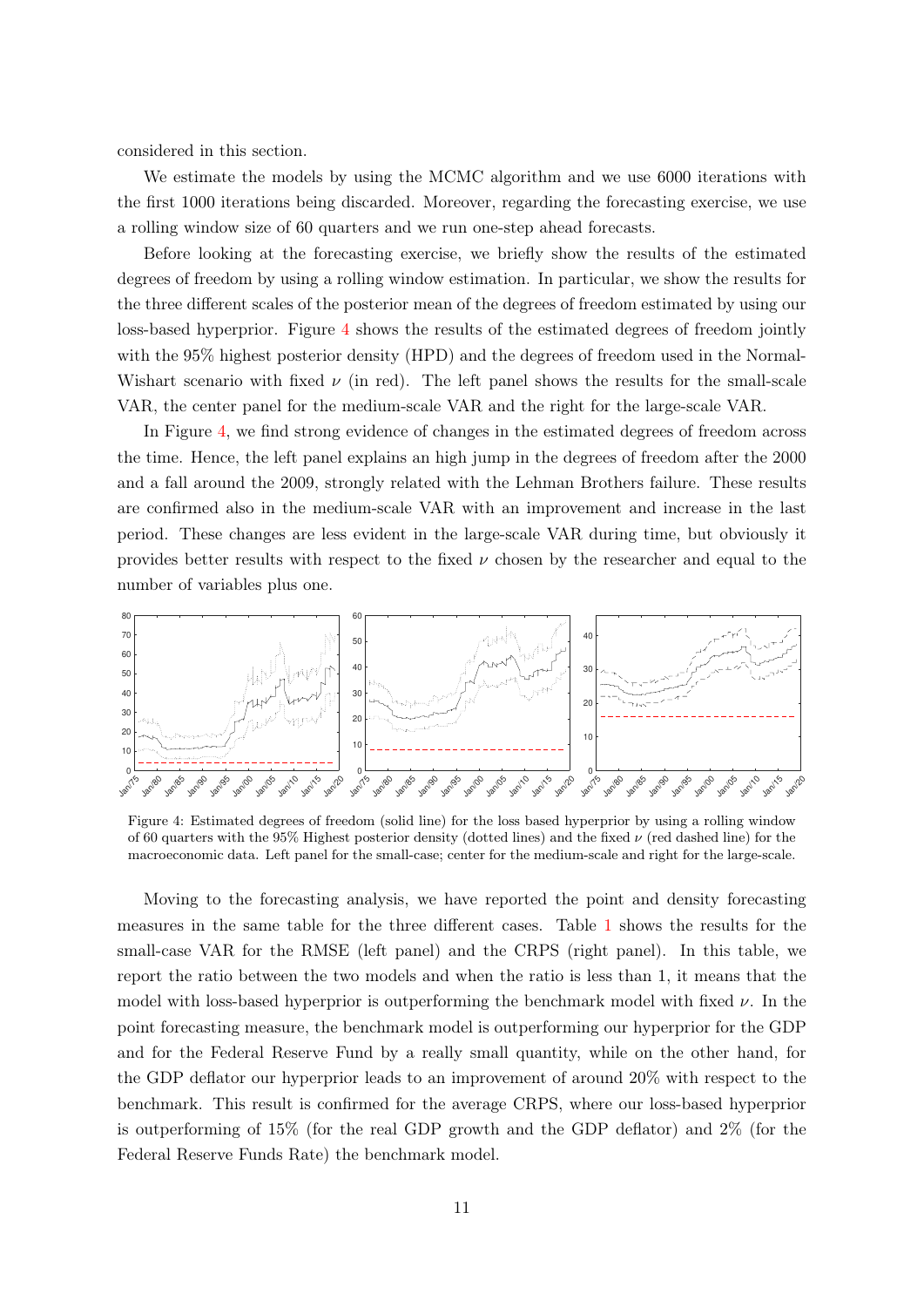considered in this section.

We estimate the models by using the MCMC algorithm and we use 6000 iterations with the first 1000 iterations being discarded. Moreover, regarding the forecasting exercise, we use a rolling window size of 60 quarters and we run one-step ahead forecasts.

Before looking at the forecasting exercise, we briefly show the results of the estimated degrees of freedom by using a rolling window estimation. In particular, we show the results for the three different scales of the posterior mean of the degrees of freedom estimated by using our loss-based hyperprior. Figure 4 shows the results of the estimated degrees of freedom jointly with the 95% highest posterior density (HPD) and the degrees of freedom used in the Normal-Wishart scenario with fixed $\nu$ (in red). The left panel shows the results for the small-scale VAR, the center panel for the medium-scale VAR and the right for the large-scale VAR.

In Figure 4, we find strong evidence of changes in the estimated degrees of freedom across the time. Hence, the left panel explains an high jump in the degrees of freedom after the 2000 and a fall around the 2009, strongly related with the Lehman Brothers failure. These results are confirmed also in the medium-scale VAR with an improvement and increase in the last period. These changes are less evident in the large-scale VAR during time, but obviously it provides better results with respect to the fixed $\nu$ chosen by the researcher and equal to the number of variables plus one.

Figure 4: Estimated degrees of freedom (solid line) for the loss based hyperprior by using a rolling window of 60 quarters with the 95% Highest posterior density (dotted lines) and the fixed $\nu$ (red dashed line) for the macroeconomic data. Left panel for the small-case; center for the medium-scale and right for the large-scale.

Moving to the forecasting analysis, we have reported the point and density forecasting measures in the same table for the three different cases. Table 1 shows the results for the small-case VAR for the RMSE (left panel) and the CRPS (right panel). In this table, we report the ratio between the two models and when the ratio is less than 1, it means that the model with loss-based hyperprior is outperforming the benchmark model with fixed $\nu$. In the point forecasting measure, the benchmark model is outperforming our hyperprior for the GDP and for the Federal Reserve Fund by a really small quantity, while on the other hand, for the GDP deflator our hyperprior leads to an improvement of around 20% with respect to the benchmark. This result is confirmed for the average CRPS, where our loss-based hyperprior is outperforming of 15% (for the real GDP growth and the GDP deflator) and 2% (for the Federal Reserve Funds Rate) the benchmark model.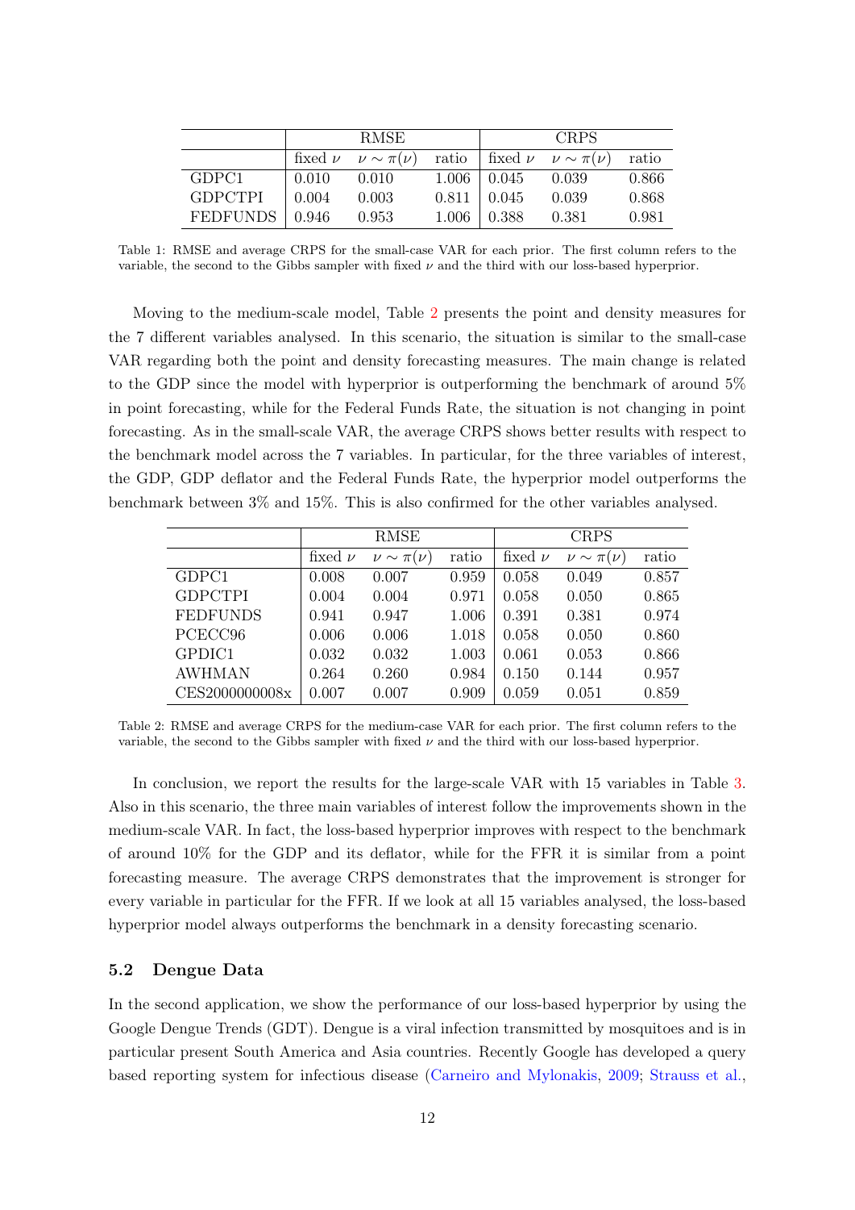| | RMSE | | | CRPS | | |
|---|---|---|---|---|---|---|
| | fixed $\nu$ | $\nu \sim \pi(\nu)$ | ratio | fixed $\nu$ | $\nu \sim \pi(\nu)$ | ratio |
| GDPC1 | 0.010 | 0.010 | 1.006 | 0.045 | 0.039 | 0.866 |
| GDPCTPI | 0.004 | 0.003 | 0.811 | 0.045 | 0.039 | 0.868 |
| FEDFUNDS | 0.946 | 0.953 | 1.006 | 0.388 | 0.381 | 0.981 |

Table 1: RMSE and average CRPS for the small-case VAR for each prior. The first column refers to the variable, the second to the Gibbs sampler with fixed $\nu$ and the third with our loss-based hyperprior.

Moving to the medium-scale model, Table 2 presents the point and density measures for the 7 different variables analysed. In this scenario, the situation is similar to the small-case VAR regarding both the point and density forecasting measures. The main change is related to the GDP since the model with hyperprior is outperforming the benchmark of around 5% in point forecasting, while for the Federal Funds Rate, the situation is not changing in point forecasting. As in the small-scale VAR, the average CRPS shows better results with respect to the benchmark model across the 7 variables. In particular, for the three variables of interest, the GDP, GDP deflator and the Federal Funds Rate, the hyperprior model outperforms the benchmark between 3% and 15%. This is also confirmed for the other variables analysed.

| | RMSE | | | CRPS | | |
|---|---|---|---|---|---|---|
| | fixed $\nu$ | $\nu \sim \pi(\nu)$ | ratio | fixed $\nu$ | $\nu \sim \pi(\nu)$ | ratio |
| GDPC1 | 0.008 | 0.007 | 0.959 | 0.058 | 0.049 | 0.857 |
| GDPCTPI | 0.004 | 0.004 | 0.971 | 0.058 | 0.050 | 0.865 |
| FEDFUNDS | 0.941 | 0.947 | 1.006 | 0.391 | 0.381 | 0.974 |
| PCECC96 | 0.006 | 0.006 | 1.018 | 0.058 | 0.050 | 0.860 |
| GPDIC1 | 0.032 | 0.032 | 1.003 | 0.061 | 0.053 | 0.866 |
| AWHMAN | 0.264 | 0.260 | 0.984 | 0.150 | 0.144 | 0.957 |
| CES2000000008x | 0.007 | 0.007 | 0.909 | 0.059 | 0.051 | 0.859 |

Table 2: RMSE and average CRPS for the medium-case VAR for each prior. The first column refers to the variable, the second to the Gibbs sampler with fixed $\nu$ and the third with our loss-based hyperprior.

In conclusion, we report the results for the large-scale VAR with 15 variables in Table 3. Also in this scenario, the three main variables of interest follow the improvements shown in the medium-scale VAR. In fact, the loss-based hyperprior improves with respect to the benchmark of around 10% for the GDP and its deflator, while for the FFR it is similar from a point forecasting measure. The average CRPS demonstrates that the improvement is stronger for every variable in particular for the FFR. If we look at all 15 variables analysed, the loss-based hyperprior model always outperforms the benchmark in a density forecasting scenario.

### 5.2 Dengue Data

In the second application, we show the performance of our loss-based hyperprior by using the Google Dengue Trends (GDT). Dengue is a viral infection transmitted by mosquitoes and is in particular present South America and Asia countries. Recently Google has developed a query based reporting system for infectious disease (Carneiro and Mylonakis, 2009; Strauss et al.,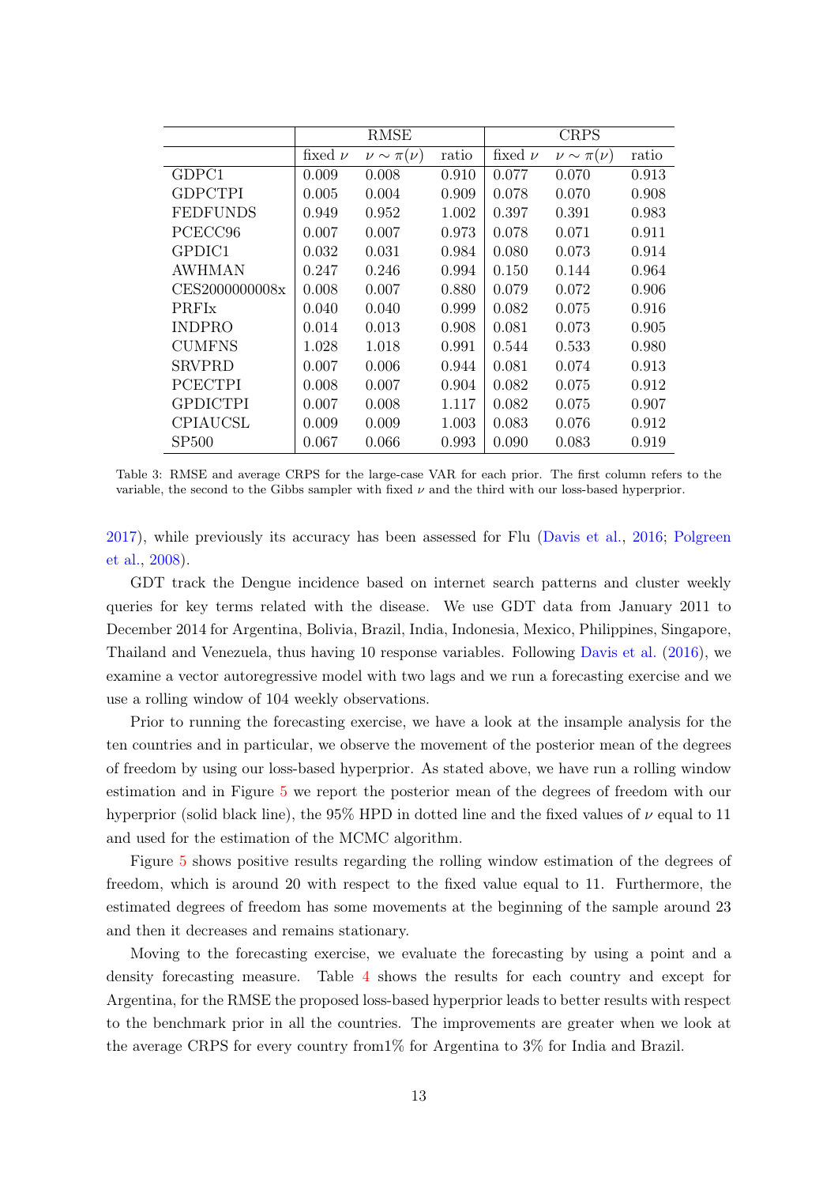| | RMSE | | | CRPS | | |
|---|---|---|---|---|---|---|
| | fixed $\nu$ | $\nu \sim \pi(\nu)$ | ratio | fixed $\nu$ | $\nu \sim \pi(\nu)$ | ratio |
| GDPC1 | 0.009 | 0.008 | 0.910 | 0.077 | 0.070 | 0.913 |
| GDPCTPI | 0.005 | 0.004 | 0.909 | 0.078 | 0.070 | 0.908 |
| FEDFUNDS | 0.949 | 0.952 | 1.002 | 0.397 | 0.391 | 0.983 |
| PCECC96 | 0.007 | 0.007 | 0.973 | 0.078 | 0.071 | 0.911 |
| GPDIC1 | 0.032 | 0.031 | 0.984 | 0.080 | 0.073 | 0.914 |
| AWHMAN | 0.247 | 0.246 | 0.994 | 0.150 | 0.144 | 0.964 |
| CES2000000008x | 0.008 | 0.007 | 0.880 | 0.079 | 0.072 | 0.906 |
| PRFIx | 0.040 | 0.040 | 0.999 | 0.082 | 0.075 | 0.916 |
| INDPRO | 0.014 | 0.013 | 0.908 | 0.081 | 0.073 | 0.905 |
| CUMFNS | 1.028 | 1.018 | 0.991 | 0.544 | 0.533 | 0.980 |
| SRVPRD | 0.007 | 0.006 | 0.944 | 0.081 | 0.074 | 0.913 |
| PCECTPI | 0.008 | 0.007 | 0.904 | 0.082 | 0.075 | 0.912 |
| GPDICTPI | 0.007 | 0.008 | 1.117 | 0.082 | 0.075 | 0.907 |
| CPIAUCSL | 0.009 | 0.009 | 1.003 | 0.083 | 0.076 | 0.912 |
| SP500 | 0.067 | 0.066 | 0.993 | 0.090 | 0.083 | 0.919 |

Table 3: RMSE and average CRPS for the large-case VAR for each prior. The first column refers to the variable, the second to the Gibbs sampler with fixed $\nu$ and the third with our loss-based hyperprior.

2017), while previously its accuracy has been assessed for Flu (Davis et al., 2016; Polgreen et al., 2008).

GDT track the Dengue incidence based on internet search patterns and cluster weekly queries for key terms related with the disease. We use GDT data from January 2011 to December 2014 for Argentina, Bolivia, Brazil, India, Indonesia, Mexico, Philippines, Singapore, Thailand and Venezuela, thus having 10 response variables. Following Davis et al. (2016), we examine a vector autoregressive model with two lags and we run a forecasting exercise and we use a rolling window of 104 weekly observations.

Prior to running the forecasting exercise, we have a look at the insample analysis for the ten countries and in particular, we observe the movement of the posterior mean of the degrees of freedom by using our loss-based hyperprior. As stated above, we have run a rolling window estimation and in Figure 5 we report the posterior mean of the degrees of freedom with our hyperprior (solid black line), the 95% HPD in dotted line and the fixed values of $\nu$ equal to 11 and used for the estimation of the MCMC algorithm.

Figure 5 shows positive results regarding the rolling window estimation of the degrees of freedom, which is around 20 with respect to the fixed value equal to 11. Furthermore, the estimated degrees of freedom has some movements at the beginning of the sample around 23 and then it decreases and remains stationary.

Moving to the forecasting exercise, we evaluate the forecasting by using a point and a density forecasting measure. Table 4 shows the results for each country and except for Argentina, for the RMSE the proposed loss-based hyperprior leads to better results with respect to the benchmark prior in all the countries. The improvements are greater when we look at the average CRPS for every country from1% for Argentina to 3% for India and Brazil.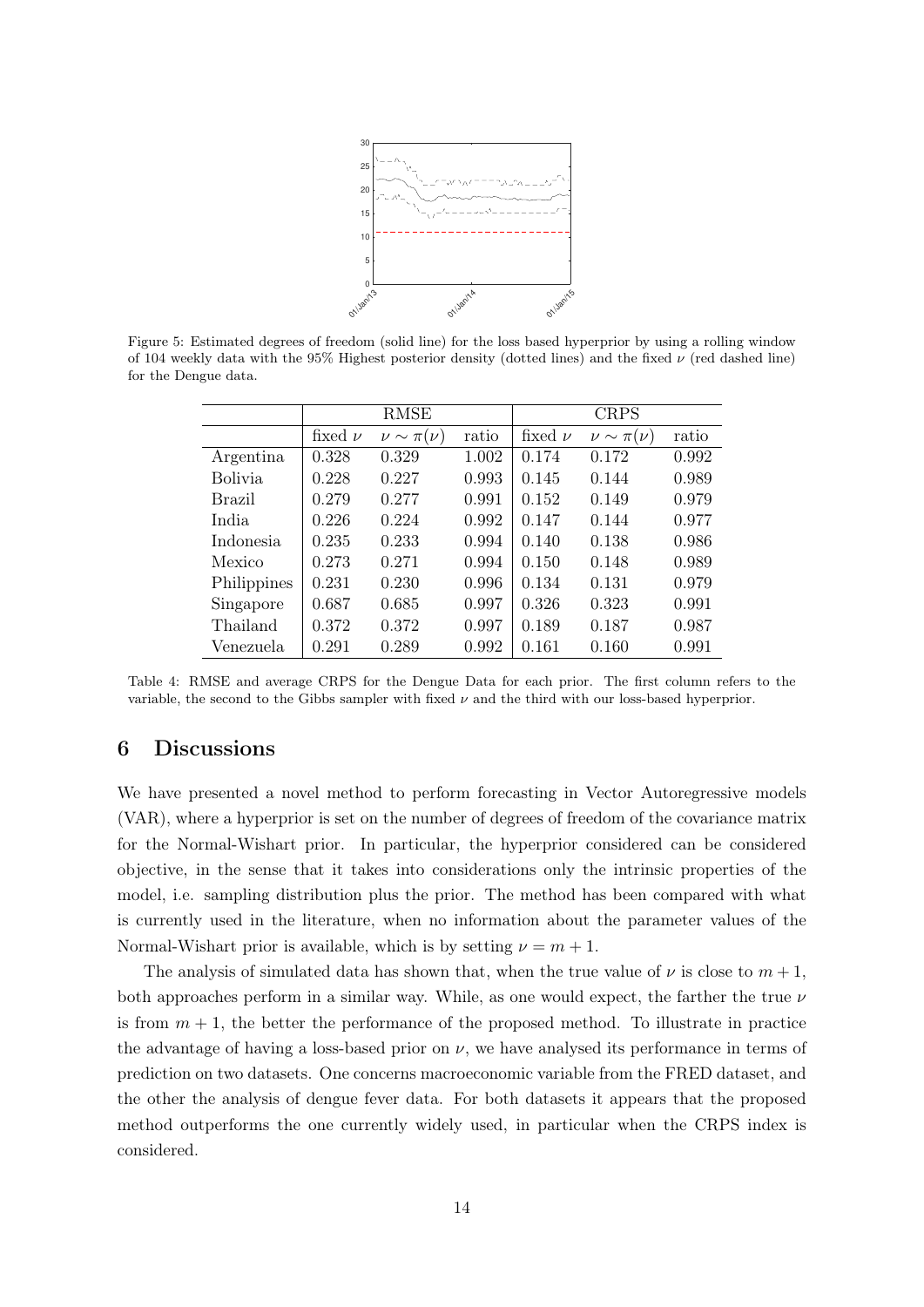Figure 5: Estimated degrees of freedom (solid line) for the loss based hyperprior by using a rolling window of 104 weekly data with the 95% Highest posterior density (dotted lines) and the fixed $\nu$ (red dashed line) for the Dengue data.

| | RMSE | | | CRPS | | |
|---|---|---|---|---|---|---|
| | fixed $\nu$ | $\nu \sim \pi(\nu)$ | ratio | fixed $\nu$ | $\nu \sim \pi(\nu)$ | ratio |
| Argentina | 0.328 | 0.329 | 1.002 | 0.174 | 0.172 | 0.992 |
| Bolivia | 0.228 | 0.227 | 0.993 | 0.145 | 0.144 | 0.989 |
| Brazil | 0.279 | 0.277 | 0.991 | 0.152 | 0.149 | 0.979 |
| India | 0.226 | 0.224 | 0.992 | 0.147 | 0.144 | 0.977 |
| Indonesia | 0.235 | 0.233 | 0.994 | 0.140 | 0.138 | 0.986 |
| Mexico | 0.273 | 0.271 | 0.994 | 0.150 | 0.148 | 0.989 |
| Philippines | 0.231 | 0.230 | 0.996 | 0.134 | 0.131 | 0.979 |
| Singapore | 0.687 | 0.685 | 0.997 | 0.326 | 0.323 | 0.991 |
| Thailand | 0.372 | 0.372 | 0.997 | 0.189 | 0.187 | 0.987 |
| Venezuela | 0.291 | 0.289 | 0.992 | 0.161 | 0.160 | 0.991 |

Table 4: RMSE and average CRPS for the Dengue Data for each prior. The first column refers to the variable, the second to the Gibbs sampler with fixed $\nu$ and the third with our loss-based hyperprior.

## 6 Discussions

We have presented a novel method to perform forecasting in Vector Autoregressive models (VAR), where a hyperprior is set on the number of degrees of freedom of the covariance matrix for the Normal-Wishart prior. In particular, the hyperprior considered can be considered objective, in the sense that it takes into considerations only the intrinsic properties of the model, i.e. sampling distribution plus the prior. The method has been compared with what is currently used in the literature, when no information about the parameter values of the Normal-Wishart prior is available, which is by setting $\nu = m + 1$.

The analysis of simulated data has shown that, when the true value of $\nu$ is close to $m + 1$, both approaches perform in a similar way. While, as one would expect, the farther the true $\nu$ is from $m + 1$, the better the performance of the proposed method. To illustrate in practice the advantage of having a loss-based prior on $\nu$, we have analysed its performance in terms of prediction on two datasets. One concerns macroeconomic variable from the FRED dataset, and the other the analysis of dengue fever data. For both datasets it appears that the proposed method outperforms the one currently widely used, in particular when the CRPS index is considered.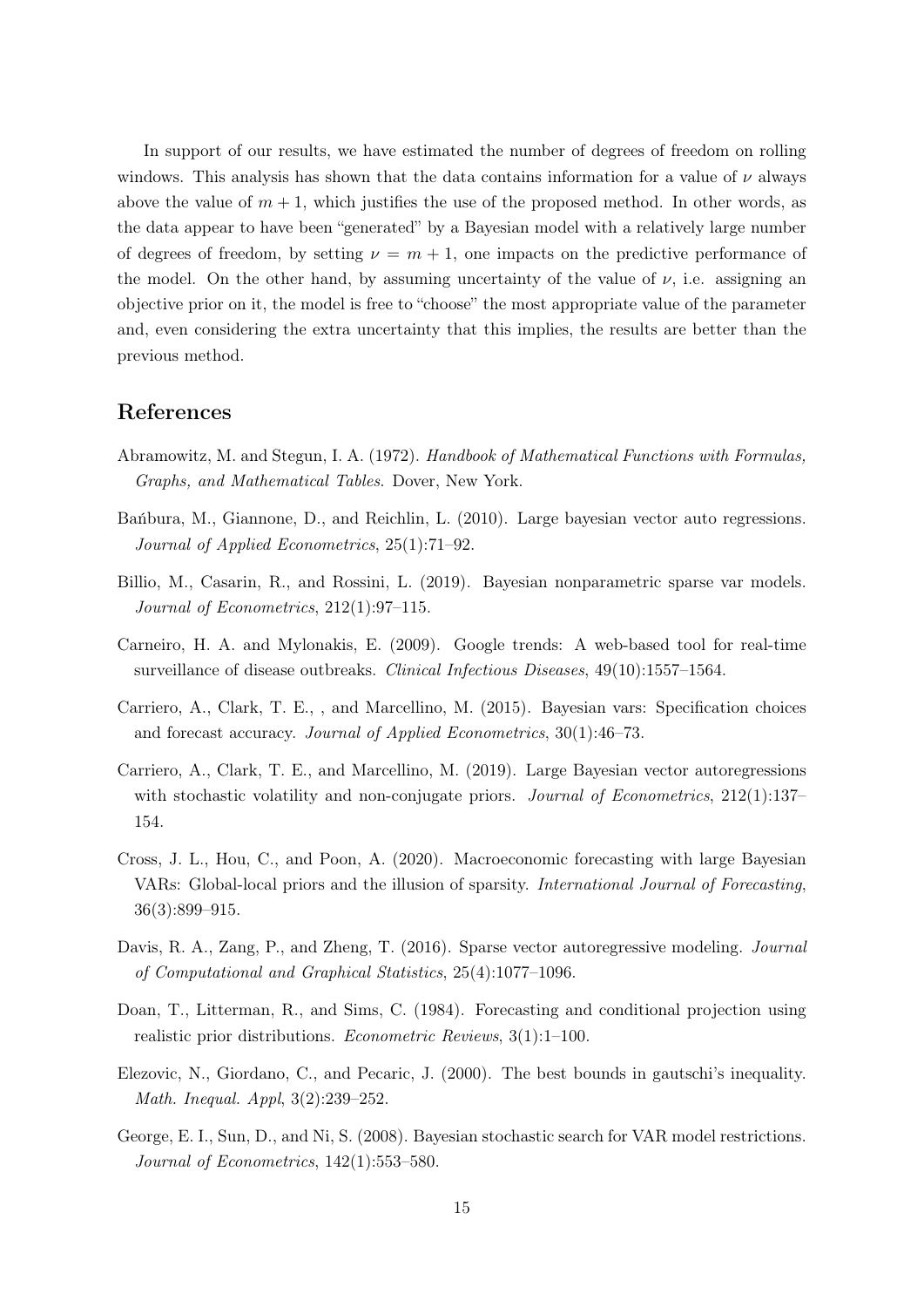In support of our results, we have estimated the number of degrees of freedom on rolling windows. This analysis has shown that the data contains information for a value of $\nu$ always above the value of $m + 1$, which justifies the use of the proposed method. In other words, as the data appear to have been "generated" by a Bayesian model with a relatively large number of degrees of freedom, by setting $\nu = m + 1$, one impacts on the predictive performance of the model. On the other hand, by assuming uncertainty of the value of $\nu$, i.e. assigning an objective prior on it, the model is free to "choose" the most appropriate value of the parameter and, even considering the extra uncertainty that this implies, the results are better than the previous method.

## References

Abramowitz, M. and Stegun, I. A. (1972). *Handbook of Mathematical Functions with Formulas, Graphs, and Mathematical Tables*. Dover, New York.

Bańbura, M., Giannone, D., and Reichlin, L. (2010). Large bayesian vector auto regressions. *Journal of Applied Econometrics*, 25(1):71–92.

Billio, M., Casarin, R., and Rossini, L. (2019). Bayesian nonparametric sparse var models. *Journal of Econometrics*, 212(1):97–115.

Carneiro, H. A. and Mylonakis, E. (2009). Google trends: A web-based tool for real-time surveillance of disease outbreaks. *Clinical Infectious Diseases*, 49(10):1557–1564.

Carriero, A., Clark, T. E., , and Marcellino, M. (2015). Bayesian vars: Specification choices and forecast accuracy. *Journal of Applied Econometrics*, 30(1):46–73.

Carriero, A., Clark, T. E., and Marcellino, M. (2019). Large Bayesian vector autoregressions with stochastic volatility and non-conjugate priors. *Journal of Econometrics*, 212(1):137–154.

Cross, J. L., Hou, C., and Poon, A. (2020). Macroeconomic forecasting with large Bayesian VARs: Global-local priors and the illusion of sparsity. *International Journal of Forecasting*, 36(3):899–915.

Davis, R. A., Zang, P., and Zheng, T. (2016). Sparse vector autoregressive modeling. *Journal of Computational and Graphical Statistics*, 25(4):1077–1096.

Doan, T., Litterman, R., and Sims, C. (1984). Forecasting and conditional projection using realistic prior distributions. *Econometric Reviews*, 3(1):1–100.

Elezovic, N., Giordano, C., and Pecaric, J. (2000). The best bounds in gautschi's inequality. *Math. Inequal. Appl*, 3(2):239–252.

George, E. I., Sun, D., and Ni, S. (2008). Bayesian stochastic search for VAR model restrictions. *Journal of Econometrics*, 142(1):553–580.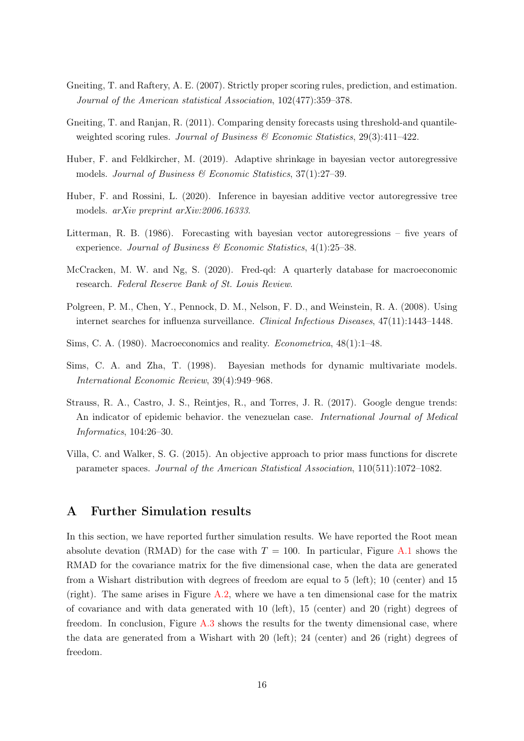Gneiting, T. and Raftery, A. E. (2007). Strictly proper scoring rules, prediction, and estimation. *Journal of the American statistical Association*, 102(477):359–378.

Gneiting, T. and Ranjan, R. (2011). Comparing density forecasts using threshold-and quantile-weighted scoring rules. *Journal of Business & Economic Statistics*, 29(3):411–422.

Huber, F. and Feldkircher, M. (2019). Adaptive shrinkage in bayesian vector autoregressive models. *Journal of Business & Economic Statistics*, 37(1):27–39.

Huber, F. and Rossini, L. (2020). Inference in bayesian additive vector autoregressive tree models. *arXiv preprint arXiv:2006.16333*.

Litterman, R. B. (1986). Forecasting with bayesian vector autoregressions – five years of experience. *Journal of Business & Economic Statistics*, 4(1):25–38.

McCracken, M. W. and Ng, S. (2020). Fred-qd: A quarterly database for macroeconomic research. *Federal Reserve Bank of St. Louis Review*.

Polgreen, P. M., Chen, Y., Pennock, D. M., Nelson, F. D., and Weinstein, R. A. (2008). Using internet searches for influenza surveillance. *Clinical Infectious Diseases*, 47(11):1443–1448.

Sims, C. A. (1980). Macroeconomics and reality. *Econometrica*, 48(1):1–48.

Sims, C. A. and Zha, T. (1998). Bayesian methods for dynamic multivariate models. *International Economic Review*, 39(4):949–968.

Strauss, R. A., Castro, J. S., Reintjes, R., and Torres, J. R. (2017). Google dengue trends: An indicator of epidemic behavior. the venezuelan case. *International Journal of Medical Informatics*, 104:26–30.

Villa, C. and Walker, S. G. (2015). An objective approach to prior mass functions for discrete parameter spaces. *Journal of the American Statistical Association*, 110(511):1072–1082.

# A Further Simulation results

In this section, we have reported further simulation results. We have reported the Root mean absolute devation (RMAD) for the case with $T = 100$. In particular, Figure A.1 shows the RMAD for the covariance matrix for the five dimensional case, when the data are generated from a Wishart distribution with degrees of freedom are equal to 5 (left); 10 (center) and 15 (right). The same arises in Figure A.2, where we have a ten dimensional case for the matrix of covariance and with data generated with 10 (left), 15 (center) and 20 (right) degrees of freedom. In conclusion, Figure A.3 shows the results for the twenty dimensional case, where the data are generated from a Wishart with 20 (left); 24 (center) and 26 (right) degrees of freedom.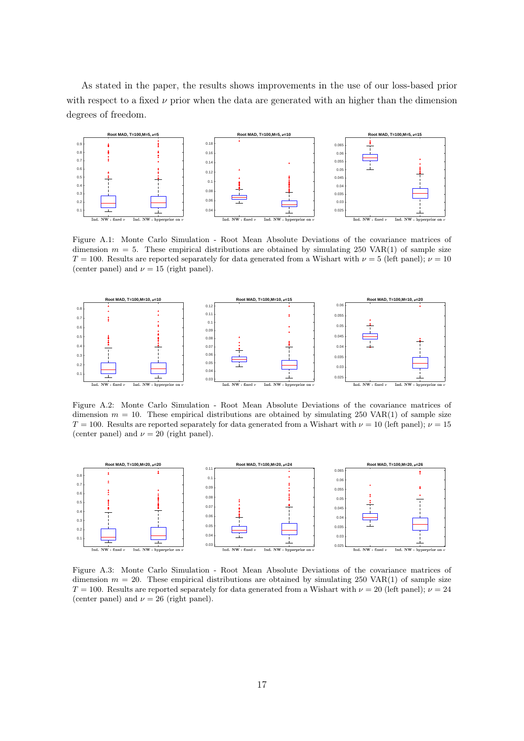As stated in the paper, the results shows improvements in the use of our loss-based prior with respect to a fixed $\nu$ prior when the data are generated with an higher than the dimension degrees of freedom.

Root MAD, T=100,M=5, $\nu$=5

Ind. NW - fixed $\nu$ Ind. NW - hyperprior on $\nu$

Root MAD, T=100,M=5, $\nu$=10

Ind. NW - fixed $\nu$ Ind. NW - hyperprior on $\nu$

Root MAD, T=100,M=5, $\nu$=15

Ind. NW - fixed $\nu$ Ind. NW - hyperprior on $\nu$

Figure A.1: Monte Carlo Simulation - Root Mean Absolute Deviations of the covariance matrices of dimension $m = 5$. These empirical distributions are obtained by simulating 250 VAR(1) of sample size $T = 100$. Results are reported separately for data generated from a Wishart with $\nu = 5$ (left panel); $\nu = 10$ (center panel) and $\nu = 15$ (right panel).

Root MAD, T=100,M=10, $\nu$=10

Ind. NW - fixed $\nu$ Ind. NW - hyperprior on $\nu$

Root MAD, T=100,M=10, $\nu$=15

Ind. NW - fixed $\nu$ Ind. NW - hyperprior on $\nu$

Root MAD, T=100,M=10, $\nu$=20

Ind. NW - fixed $\nu$ Ind. NW - hyperprior on $\nu$

Figure A.2: Monte Carlo Simulation - Root Mean Absolute Deviations of the covariance matrices of dimension $m = 10$. These empirical distributions are obtained by simulating 250 VAR(1) of sample size $T = 100$. Results are reported separately for data generated from a Wishart with $\nu = 10$ (left panel); $\nu = 15$ (center panel) and $\nu = 20$ (right panel).

Root MAD, T=100,M=20, $\nu$=20

Ind. NW - fixed $\nu$ Ind. NW - hyperprior on $\nu$

Root MAD, T=100,M=20, $\nu$=24

Ind. NW - fixed $\nu$ Ind. NW - hyperprior on $\nu$

Root MAD, T=100,M=20, $\nu$=26

Ind. NW - fixed $\nu$ Ind. NW - hyperprior on $\nu$

Figure A.3: Monte Carlo Simulation - Root Mean Absolute Deviations of the covariance matrices of dimension $m = 20$. These empirical distributions are obtained by simulating 250 VAR(1) of sample size $T = 100$. Results are reported separately for data generated from a Wishart with $\nu = 20$ (left panel); $\nu = 24$ (center panel) and $\nu = 26$ (right panel).